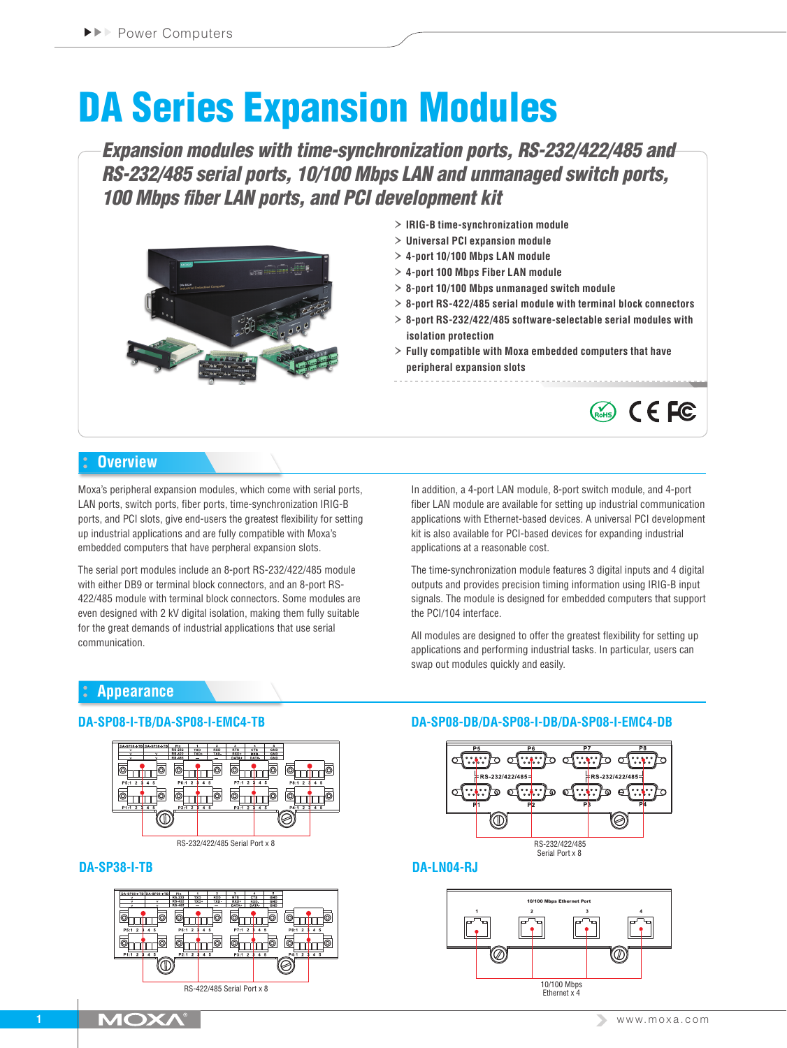# DA Series Expansion Modules

## *Expansion modules with time-synchronization ports, RS-232/422/485 and RS-232/485 serial ports, 10/100 Mbps LAN and unmanaged switch ports, 100 Mbps fiber LAN ports, and PCI development kit*

- IRIG-B time-synchronization module
- Universal PCI expansion module
- 4-port 10/100 Mbps LAN module
- 4-port 100 Mbps Fiber LAN module
- 8-port 10/100 Mbps unmanaged switch module
- 8-port RS-422/485 serial module with terminal block connectors
- 8-port RS-232/422/485 software-selectable serial modules with isolation protection
- Fully compatible with Moxa embedded computers that have peripheral expansion slots

## Overview

Moxa's peripheral expansion modules, which come with serial ports, LAN ports, switch ports, fiber ports, time-synchronization IRIG-B ports, and PCI slots, give end-users the greatest flexibility for setting up industrial applications and are fully compatible with Moxa's embedded computers that have perpheral expansion slots.

The serial port modules include an 8-port RS-232/422/485 module with either DB9 or terminal block connectors, and an 8-port RS-422/485 module with terminal block connectors. Some modules are even designed with 2 kV digital isolation, making them fully suitable for the great demands of industrial applications that use serial communication.

In addition, a 4-port LAN module, 8-port switch module, and 4-port fiber LAN module are available for setting up industrial communication applications with Ethernet-based devices. A universal PCI development kit is also available for PCI-based devices for expanding industrial applications at a reasonable cost.

The time-synchronization module features 3 digital inputs and 4 digital outputs and provides precision timing information using IRIG-B input signals. The module is designed for embedded computers that support the PCI/104 interface.

All modules are designed to offer the greatest flexibility for setting up applications and performing industrial tasks. In particular, users can swap out modules quickly and easily.

## Appearance

### DA-SP08-I-TB/DA-SP08-I-EMC4-TB

RS-232/422/485 Serial Port x 8

### DA-SP08-DB/DA-SP08-I-DB/DA-SP08-I-EMC4-DB

RS-232/422/485 Serial Port x 8

### DA-SP38-I-TB

RS-422/485 Serial Port x 8

### DA-LN04-RJ

10/100 Mbps Ethernet x 4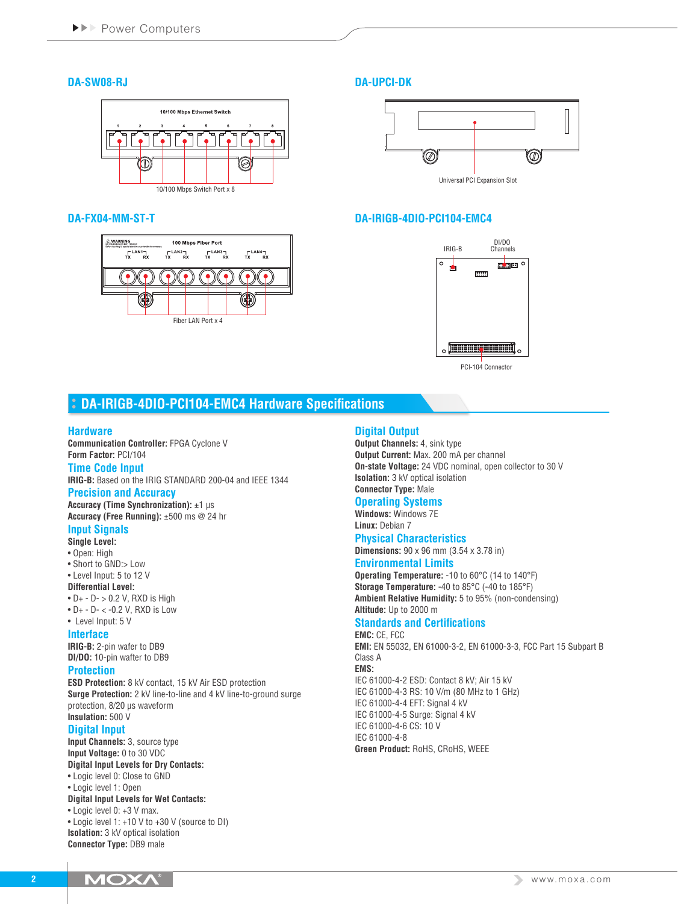## DA-SW08-RJ

10/100 Mbps Ethernet Switch

10/100 Mbps Switch Port x 8

## DA-UPCI-DK

Universal PCI Expansion Slot

## DA-FX04-MM-ST-T

100 Mbps Fiber Port

Fiber LAN Port x 4

## DA-IRIGB-4DIO-PCI104-EMC4

IRIG-B

DI/DO Channels

PCI-104 Connector

## DA-IRIGB-4DIO-PCI104-EMC4 Hardware Specifications

### Hardware

**Communication Controller:** FPGA Cyclone V

**Form Factor:** PCI/104

### Time Code Input

**IRIG-B:** Based on the IRIG STANDARD 200-04 and IEEE 1344

### Precision and Accuracy

**Accuracy (Time Synchronization):** ±1 µs

**Accuracy (Free Running):** ±500 ms @ 24 hr

### Input Signals

**Single Level:**

- Open: High
- Short to GND:> Low
- Level Input: 5 to 12 V

**Differential Level:**

- D+ - D- > 0.2 V, RXD is High
- D+ - D- < -0.2 V, RXD is Low
- Level Input: 5 V

### Interface

**IRIG-B:** 2-pin wafer to DB9

**DI/DO:** 10-pin wafter to DB9

### Protection

**ESD Protection:** 8 kV contact, 15 kV Air ESD protection

**Surge Protection:** 2 kV line-to-line and 4 kV line-to-ground surge protection, 8/20 µs waveform

**Insulation:** 500 V

### Digital Input

**Input Channels:** 3, source type

**Input Voltage:** 0 to 30 VDC

**Digital Input Levels for Dry Contacts:**

- Logic level 0: Close to GND
- Logic level 1: Open

**Digital Input Levels for Wet Contacts:**

- Logic level 0: +3 V max.
- Logic level 1: +10 V to +30 V (source to DI)

**Isolation:** 3 kV optical isolation

**Connector Type:** DB9 male

### Digital Output

**Output Channels:** 4, sink type

**Output Current:** Max. 200 mA per channel

**On-state Voltage:** 24 VDC nominal, open collector to 30 V

**Isolation:** 3 kV optical isolation

**Connector Type:** Male

### Operating Systems

**Windows:** Windows 7E

**Linux:** Debian 7

### Physical Characteristics

**Dimensions:** 90 x 96 mm (3.54 x 3.78 in)

### Environmental Limits

**Operating Temperature:** -10 to 60°C (14 to 140°F)

**Storage Temperature:** -40 to 85°C (-40 to 185°F)

**Ambient Relative Humidity:** 5 to 95% (non-condensing)

**Altitude:** Up to 2000 m

### Standards and Certifications

**EMC:** CE, FCC

**EMI:** EN 55032, EN 61000-3-2, EN 61000-3-3, FCC Part 15 Subpart B Class A

**EMS:**

IEC 61000-4-2 ESD: Contact 8 kV; Air 15 kV

IEC 61000-4-3 RS: 10 V/m (80 MHz to 1 GHz)

IEC 61000-4-4 EFT: Signal 4 kV

IEC 61000-4-5 Surge: Signal 4 kV

IEC 61000-4-6 CS: 10 V

IEC 61000-4-8

**Green Product:** RoHS, CRoHS, WEEE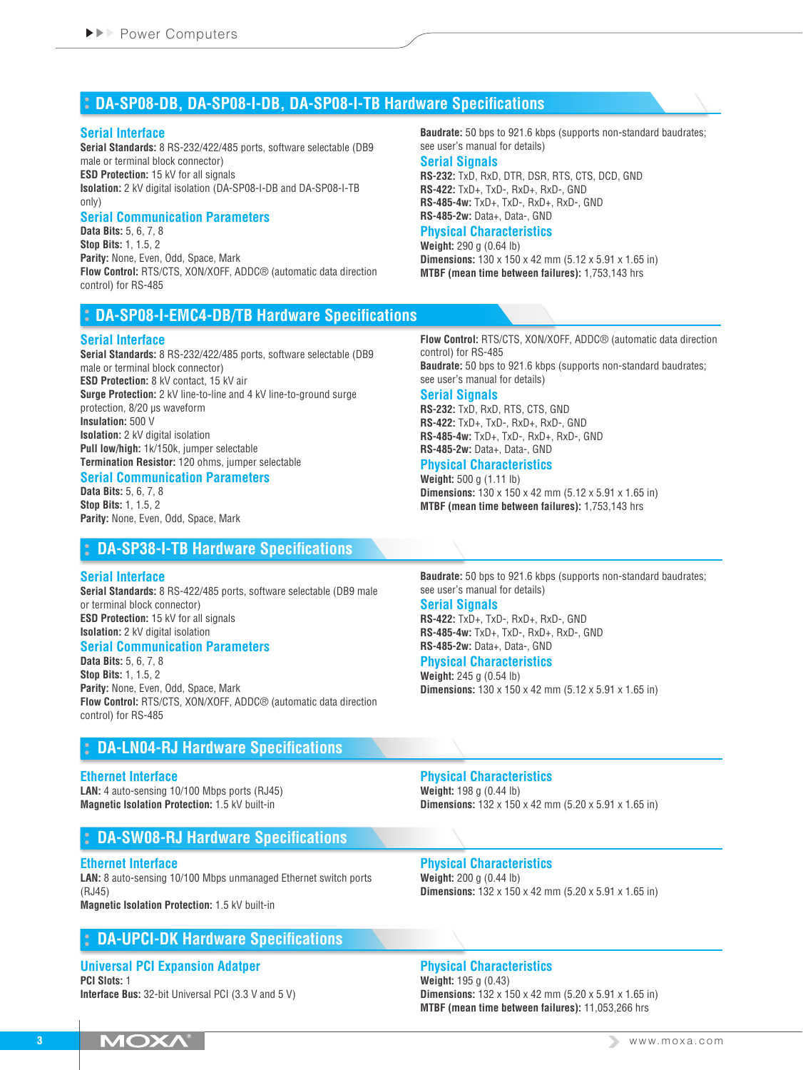## DA-SP08-DB, DA-SP08-I-DB, DA-SP08-I-TB Hardware Specifications

### Serial Interface

**Serial Standards:** 8 RS-232/422/485 ports, software selectable (DB9 male or terminal block connector)
**ESD Protection:** 15 kV for all signals
**Isolation:** 2 kV digital isolation (DA-SP08-I-DB and DA-SP08-I-TB only)

### Serial Communication Parameters

**Data Bits:** 5, 6, 7, 8
**Stop Bits:** 1, 1.5, 2
**Parity:** None, Even, Odd, Space, Mark
**Flow Control:** RTS/CTS, XON/XOFF, ADDC® (automatic data direction control) for RS-485
**Baudrate:** 50 bps to 921.6 kbps (supports non-standard baudrates; see user's manual for details)

### Serial Signals

**RS-232:** TxD, RxD, DTR, DSR, RTS, CTS, DCD, GND
**RS-422:** TxD+, TxD-, RxD+, RxD-, GND
**RS-485-4w:** TxD+, TxD-, RxD+, RxD-, GND
**RS-485-2w:** Data+, Data-, GND

### Physical Characteristics

**Weight:** 290 g (0.64 lb)
**Dimensions:** 130 x 150 x 42 mm (5.12 x 5.91 x 1.65 in)
**MTBF (mean time between failures):** 1,753,143 hrs

## DA-SP08-I-EMC4-DB/TB Hardware Specifications

### Serial Interface

**Serial Standards:** 8 RS-232/422/485 ports, software selectable (DB9 male or terminal block connector)
**ESD Protection:** 8 kV contact, 15 kV air
**Surge Protection:** 2 kV line-to-line and 4 kV line-to-ground surge protection, 8/20 μs waveform
**Insulation:** 500 V
**Isolation:** 2 kV digital isolation
**Pull low/high:** 1k/150k, jumper selectable
**Termination Resistor:** 120 ohms, jumper selectable

### Serial Communication Parameters

**Data Bits:** 5, 6, 7, 8
**Stop Bits:** 1, 1.5, 2
**Parity:** None, Even, Odd, Space, Mark
**Flow Control:** RTS/CTS, XON/XOFF, ADDC® (automatic data direction control) for RS-485
**Baudrate:** 50 bps to 921.6 kbps (supports non-standard baudrates; see user's manual for details)

### Serial Signals

**RS-232:** TxD, RxD, RTS, CTS, GND
**RS-422:** TxD+, TxD-, RxD+, RxD-, GND
**RS-485-4w:** TxD+, TxD-, RxD+, RxD-, GND
**RS-485-2w:** Data+, Data-, GND

### Physical Characteristics

**Weight:** 500 g (1.11 lb)
**Dimensions:** 130 x 150 x 42 mm (5.12 x 5.91 x 1.65 in)
**MTBF (mean time between failures):** 1,753,143 hrs

## DA-SP38-I-TB Hardware Specifications

### Serial Interface

**Serial Standards:** 8 RS-422/485 ports, software selectable (DB9 male or terminal block connector)
**ESD Protection:** 15 kV for all signals
**Isolation:** 2 kV digital isolation

### Serial Communication Parameters

**Data Bits:** 5, 6, 7, 8
**Stop Bits:** 1, 1.5, 2
**Parity:** None, Even, Odd, Space, Mark
**Flow Control:** RTS/CTS, XON/XOFF, ADDC® (automatic data direction control) for RS-485
**Baudrate:** 50 bps to 921.6 kbps (supports non-standard baudrates; see user's manual for details)

### Serial Signals

**RS-422:** TxD+, TxD-, RxD+, RxD-, GND
**RS-485-4w:** TxD+, TxD-, RxD+, RxD-, GND
**RS-485-2w:** Data+, Data-, GND

### Physical Characteristics

**Weight:** 245 g (0.54 lb)
**Dimensions:** 130 x 150 x 42 mm (5.12 x 5.91 x 1.65 in)

## DA-LN04-RJ Hardware Specifications

### Ethernet Interface

**LAN:** 4 auto-sensing 10/100 Mbps ports (RJ45)
**Magnetic Isolation Protection:** 1.5 kV built-in

### Physical Characteristics

**Weight:** 198 g (0.44 lb)
**Dimensions:** 132 x 150 x 42 mm (5.20 x 5.91 x 1.65 in)

## DA-SW08-RJ Hardware Specifications

### Ethernet Interface

**LAN:** 8 auto-sensing 10/100 Mbps unmanaged Ethernet switch ports (RJ45)
**Magnetic Isolation Protection:** 1.5 kV built-in

### Physical Characteristics

**Weight:** 200 g (0.44 lb)
**Dimensions:** 132 x 150 x 42 mm (5.20 x 5.91 x 1.65 in)

## DA-UPCI-DK Hardware Specifications

### Universal PCI Expansion Adatper

**PCI Slots:** 1
**Interface Bus:** 32-bit Universal PCI (3.3 V and 5 V)

### Physical Characteristics

**Weight:** 195 g (0.43)
**Dimensions:** 132 x 150 x 42 mm (5.20 x 5.91 x 1.65 in)
**MTBF (mean time between failures):** 11,053,266 hrs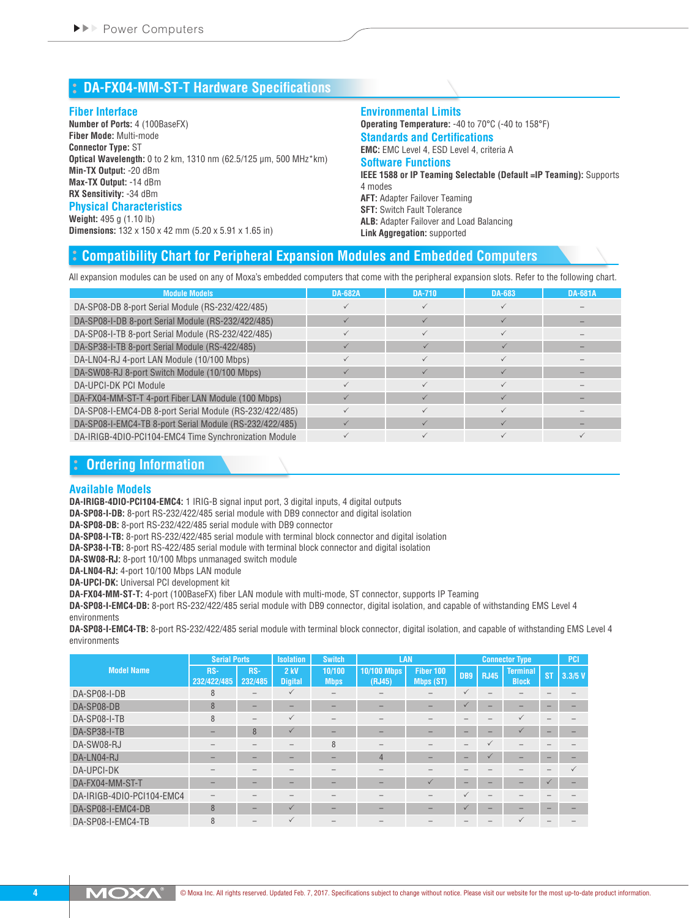## DA-FX04-MM-ST-T Hardware Specifications

### Fiber Interface

**Number of Ports:** 4 (100BaseFX)
**Fiber Mode:** Multi-mode
**Connector Type:** ST
**Optical Wavelength:** 0 to 2 km, 1310 nm (62.5/125 µm, 500 MHz*km)
**Min-TX Output:** -20 dBm
**Max-TX Output:** -14 dBm
**RX Sensitivity:** -34 dBm

### Physical Characteristics

**Weight:** 495 g (1.10 lb)
**Dimensions:** 132 x 150 x 42 mm (5.20 x 5.91 x 1.65 in)

### Environmental Limits

**Operating Temperature:** -40 to 70°C (-40 to 158°F)

### Standards and Certifications

**EMC:** EMC Level 4, ESD Level 4, criteria A

### Software Functions

**IEEE 1588 or IP Teaming Selectable (Default =IP Teaming):** Supports 4 modes
**AFT:** Adapter Failover Teaming
**SFT:** Switch Fault Tolerance
**ALB:** Adapter Failover and Load Balancing
**Link Aggregation:** supported

## Compatibility Chart for Peripheral Expansion Modules and Embedded Computers

All expansion modules can be used on any of Moxa's embedded computers that come with the peripheral expansion slots. Refer to the following chart.

| Module Models | DA-682A | DA-710 | DA-683 | DA-681A |
|---|---|---|---|---|
| DA-SP08-DB 8-port Serial Module (RS-232/422/485) | ✓ | ✓ | ✓ | – |
| DA-SP08-I-DB 8-port Serial Module (RS-232/422/485) | ✓ | ✓ | ✓ | – |
| DA-SP08-I-TB 8-port Serial Module (RS-232/422/485) | ✓ | ✓ | ✓ | – |
| DA-SP38-I-TB 8-port Serial Module (RS-422/485) | ✓ | ✓ | ✓ | – |
| DA-LN04-RJ 4-port LAN Module (10/100 Mbps) | ✓ | ✓ | ✓ | – |
| DA-SW08-RJ 8-port Switch Module (10/100 Mbps) | ✓ | ✓ | ✓ | – |
| DA-UPCI-DK PCI Module | ✓ | ✓ | ✓ | – |
| DA-FX04-MM-ST-T 4-port Fiber LAN Module (100 Mbps) | ✓ | ✓ | ✓ | – |
| DA-SP08-I-EMC4-DB 8-port Serial Module (RS-232/422/485) | ✓ | ✓ | ✓ | – |
| DA-SP08-I-EMC4-TB 8-port Serial Module (RS-232/422/485) | ✓ | ✓ | ✓ | – |
| DA-IRIGB-4DIO-PCI104-EMC4 Time Synchronization Module | ✓ | ✓ | ✓ | ✓ |

## Ordering Information

### Available Models

**DA-IRIGB-4DIO-PCI104-EMC4:** 1 IRIG-B signal input port, 3 digital inputs, 4 digital outputs
**DA-SP08-I-DB:** 8-port RS-232/422/485 serial module with DB9 connector and digital isolation
**DA-SP08-DB:** 8-port RS-232/422/485 serial module with DB9 connector
**DA-SP08-I-TB:** 8-port RS-232/422/485 serial module with terminal block connector and digital isolation
**DA-SP38-I-TB:** 8-port RS-422/485 serial module with terminal block connector and digital isolation
**DA-SW08-RJ:** 8-port 10/100 Mbps unmanaged switch module
**DA-LN04-RJ:** 4-port 10/100 Mbps LAN module
**DA-UPCI-DK:** Universal PCI development kit
**DA-FX04-MM-ST-T:** 4-port (100BaseFX) fiber LAN module with multi-mode, ST connector, supports IP Teaming
**DA-SP08-I-EMC4-DB:** 8-port RS-232/422/485 serial module with DB9 connector, digital isolation, and capable of withstanding EMS Level 4 environments
**DA-SP08-I-EMC4-TB:** 8-port RS-232/422/485 serial module with terminal block connector, digital isolation, and capable of withstanding EMS Level 4 environments

| Model Name | Serial Ports | | Isolation | Switch | LAN | | Connector Type | | | | PCI |
|---|---|---|---|---|---|---|---|---|---|---|---|
| | RS-232/422/485 | RS-232/485 | 2 kV Digital | 10/100 Mbps | 10/100 Mbps (RJ45) | Fiber 100 Mbps (ST) | DB9 | RJ45 | Terminal Block | ST | 3.3/5 V |
| DA-SP08-I-DB | 8 | – | ✓ | – | – | – | ✓ | – | – | – | – |
| DA-SP08-DB | 8 | – | – | – | – | – | ✓ | – | – | – | – |
| DA-SP08-I-TB | 8 | – | ✓ | – | – | – | – | – | ✓ | – | – |
| DA-SP38-I-TB | – | 8 | ✓ | – | – | – | – | – | ✓ | – | – |
| DA-SW08-RJ | – | – | – | 8 | – | – | – | ✓ | – | – | – |
| DA-LN04-RJ | – | – | – | – | 4 | – | – | ✓ | – | – | – |
| DA-UPCI-DK | – | – | – | – | – | – | – | – | – | – | ✓ |
| DA-FX04-MM-ST-T | – | – | – | – | – | ✓ | – | – | – | ✓ | – |
| DA-IRIGB-4DIO-PCI104-EMC4 | – | – | – | – | – | – | ✓ | – | – | – | – |
| DA-SP08-I-EMC4-DB | 8 | – | ✓ | – | – | – | ✓ | – | – | – | – |
| DA-SP08-I-EMC4-TB | 8 | – | ✓ | – | – | – | – | – | ✓ | – | – |

© Moxa Inc. All rights reserved. Updated Feb. 7, 2017. Specifications subject to change without notice. Please visit our website for the most up-to-date product information.